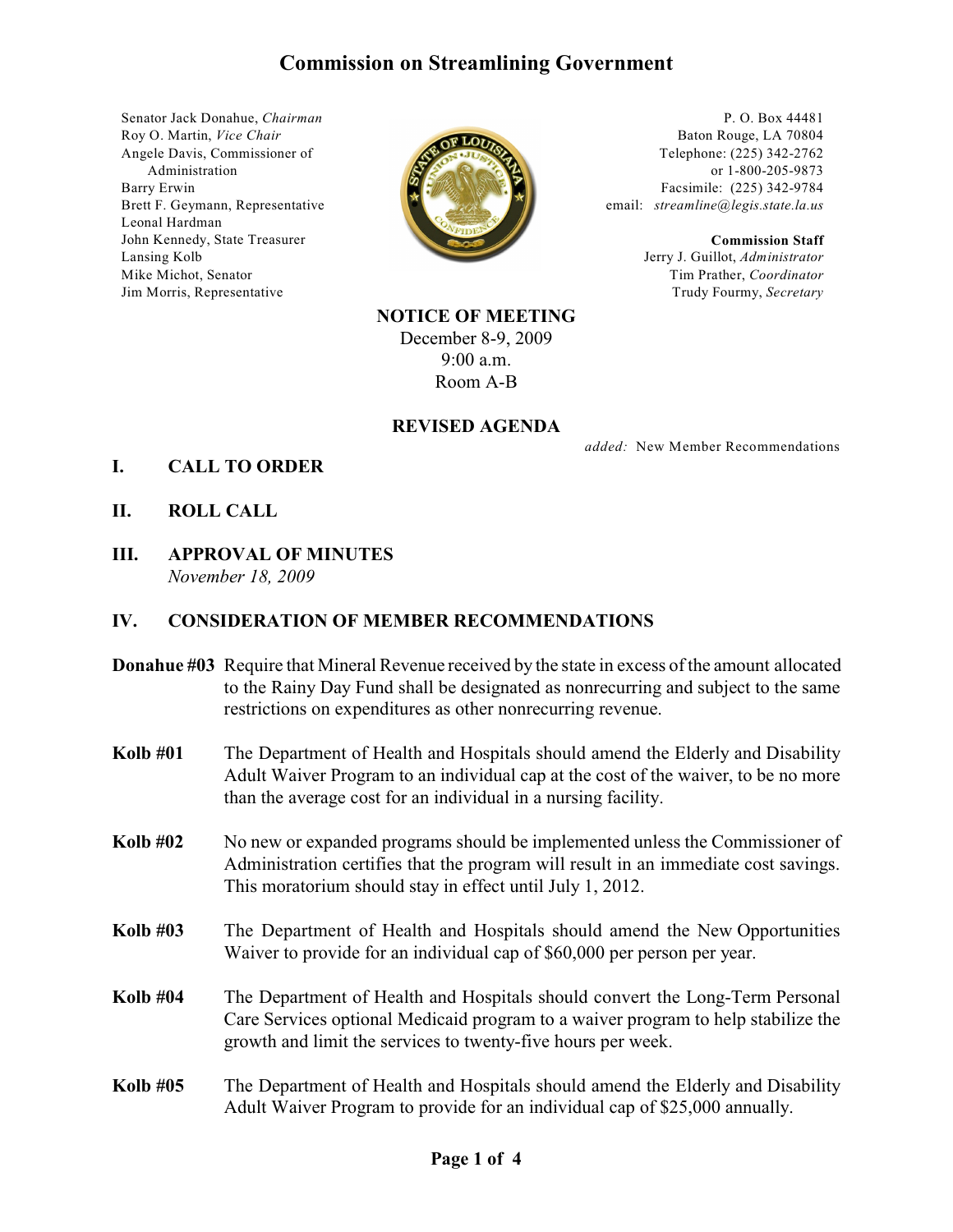# Commission on Streamlining Government

Senator Jack Donahue, *Chairman*
Roy O. Martin, *Vice Chair*
Angele Davis, Commissioner of Administration
Barry Erwin
Brett F. Geymann, Representative
Leonal Hardman
John Kennedy, State Treasurer
Lansing Kolb
Mike Michot, Senator
Jim Morris, Representative

P. O. Box 44481
Baton Rouge, LA 70804
Telephone: (225) 342-2762
or 1-800-205-9873
Facsimile: (225) 342-9784
email: *streamline@legis.state.la.us*

**Commission Staff**
Jerry J. Guillot, *Administrator*
Tim Prather, *Coordinator*
Trudy Fourmy, *Secretary*

**NOTICE OF MEETING**
December 8-9, 2009
9:00 a.m.
Room A-B

**REVISED AGENDA**

*added:* New Member Recommendations

## I. CALL TO ORDER

## II. ROLL CALL

## III. APPROVAL OF MINUTES
*November 18, 2009*

## IV. CONSIDERATION OF MEMBER RECOMMENDATIONS

**Donahue #03** Require that Mineral Revenue received by the state in excess of the amount allocated to the Rainy Day Fund shall be designated as nonrecurring and subject to the same restrictions on expenditures as other nonrecurring revenue.

**Kolb #01** The Department of Health and Hospitals should amend the Elderly and Disability Adult Waiver Program to an individual cap at the cost of the waiver, to be no more than the average cost for an individual in a nursing facility.

**Kolb #02** No new or expanded programs should be implemented unless the Commissioner of Administration certifies that the program will result in an immediate cost savings. This moratorium should stay in effect until July 1, 2012.

**Kolb #03** The Department of Health and Hospitals should amend the New Opportunities Waiver to provide for an individual cap of $60,000 per person per year.

**Kolb #04** The Department of Health and Hospitals should convert the Long-Term Personal Care Services optional Medicaid program to a waiver program to help stabilize the growth and limit the services to twenty-five hours per week.

**Kolb #05** The Department of Health and Hospitals should amend the Elderly and Disability Adult Waiver Program to provide for an individual cap of $25,000 annually.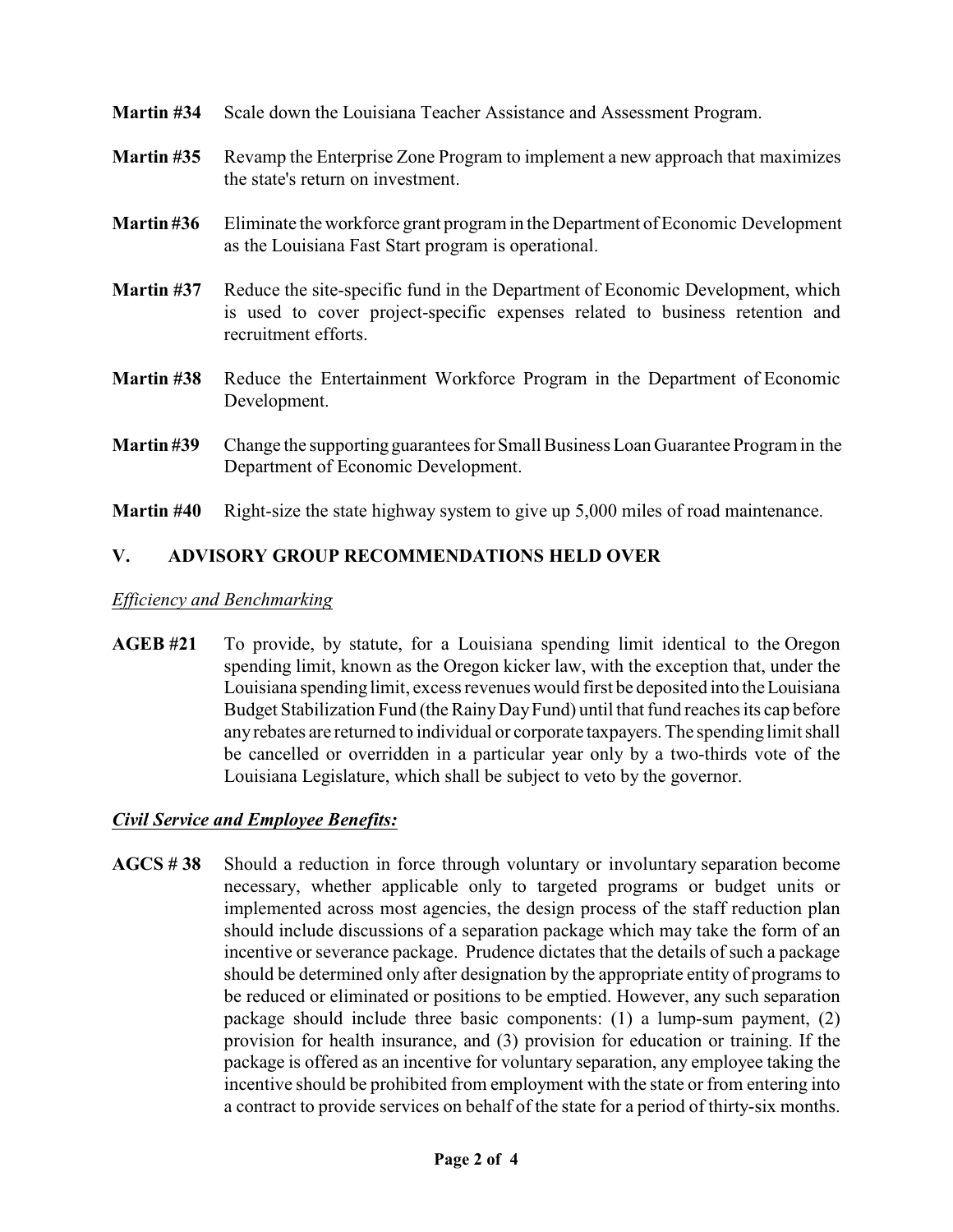**Martin #34** Scale down the Louisiana Teacher Assistance and Assessment Program.

**Martin #35** Revamp the Enterprise Zone Program to implement a new approach that maximizes the state's return on investment.

**Martin #36** Eliminate the workforce grant program in the Department of Economic Development as the Louisiana Fast Start program is operational.

**Martin #37** Reduce the site-specific fund in the Department of Economic Development, which is used to cover project-specific expenses related to business retention and recruitment efforts.

**Martin #38** Reduce the Entertainment Workforce Program in the Department of Economic Development.

**Martin #39** Change the supporting guarantees for Small Business Loan Guarantee Program in the Department of Economic Development.

**Martin #40** Right-size the state highway system to give up 5,000 miles of road maintenance.

## V. ADVISORY GROUP RECOMMENDATIONS HELD OVER

*Efficiency and Benchmarking*

**AGEB #21** To provide, by statute, for a Louisiana spending limit identical to the Oregon spending limit, known as the Oregon kicker law, with the exception that, under the Louisiana spending limit, excess revenues would first be deposited into the Louisiana Budget Stabilization Fund (the Rainy Day Fund) until that fund reaches its cap before any rebates are returned to individual or corporate taxpayers. The spending limit shall be cancelled or overridden in a particular year only by a two-thirds vote of the Louisiana Legislature, which shall be subject to veto by the governor.

***Civil Service and Employee Benefits:***

**AGCS # 38** Should a reduction in force through voluntary or involuntary separation become necessary, whether applicable only to targeted programs or budget units or implemented across most agencies, the design process of the staff reduction plan should include discussions of a separation package which may take the form of an incentive or severance package. Prudence dictates that the details of such a package should be determined only after designation by the appropriate entity of programs to be reduced or eliminated or positions to be emptied. However, any such separation package should include three basic components: (1) a lump-sum payment, (2) provision for health insurance, and (3) provision for education or training. If the package is offered as an incentive for voluntary separation, any employee taking the incentive should be prohibited from employment with the state or from entering into a contract to provide services on behalf of the state for a period of thirty-six months.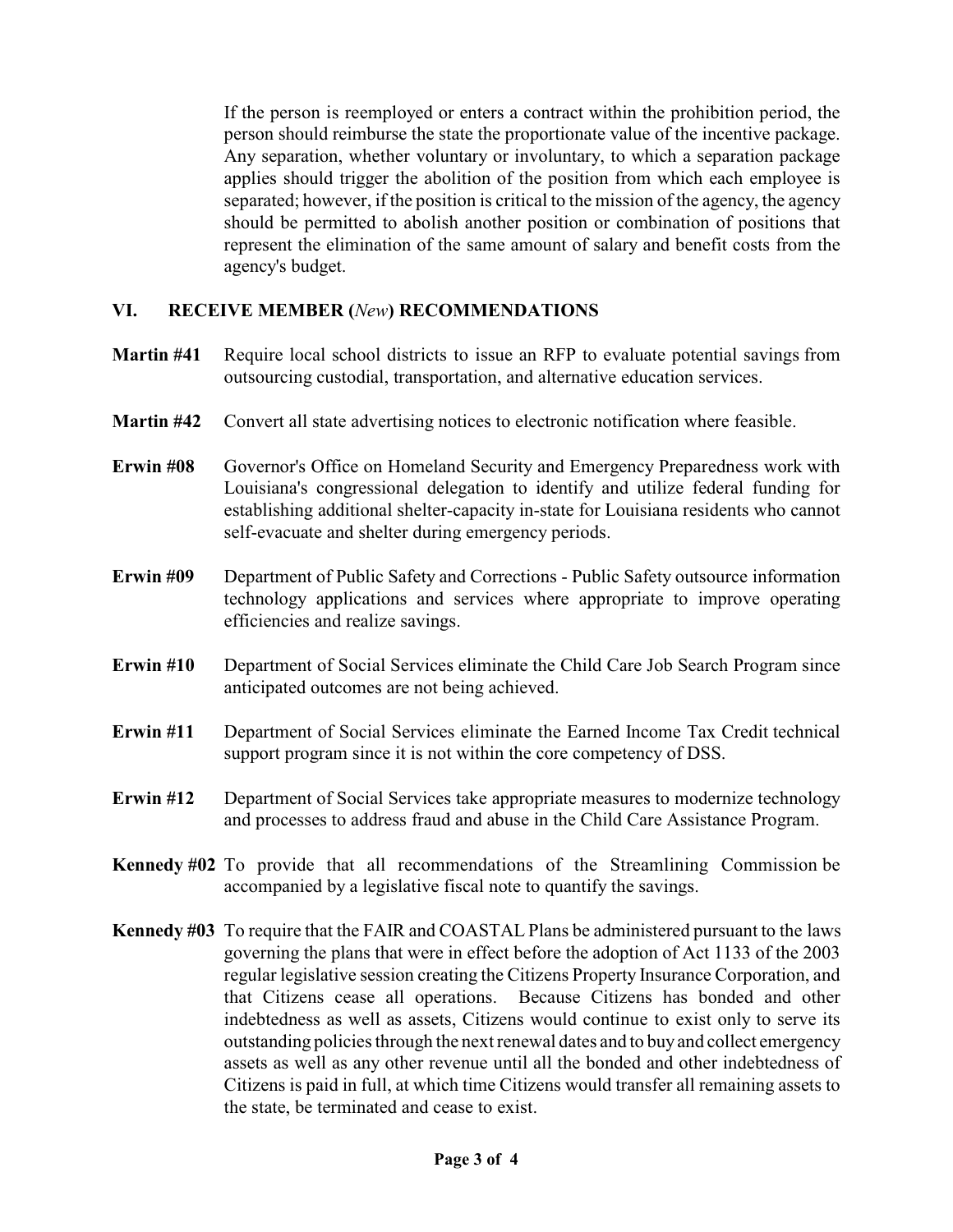If the person is reemployed or enters a contract within the prohibition period, the person should reimburse the state the proportionate value of the incentive package. Any separation, whether voluntary or involuntary, to which a separation package applies should trigger the abolition of the position from which each employee is separated; however, if the position is critical to the mission of the agency, the agency should be permitted to abolish another position or combination of positions that represent the elimination of the same amount of salary and benefit costs from the agency's budget.

## VI. RECEIVE MEMBER (*New*) RECOMMENDATIONS

**Martin #41** Require local school districts to issue an RFP to evaluate potential savings from outsourcing custodial, transportation, and alternative education services.

**Martin #42** Convert all state advertising notices to electronic notification where feasible.

**Erwin #08** Governor's Office on Homeland Security and Emergency Preparedness work with Louisiana's congressional delegation to identify and utilize federal funding for establishing additional shelter-capacity in-state for Louisiana residents who cannot self-evacuate and shelter during emergency periods.

**Erwin #09** Department of Public Safety and Corrections - Public Safety outsource information technology applications and services where appropriate to improve operating efficiencies and realize savings.

**Erwin #10** Department of Social Services eliminate the Child Care Job Search Program since anticipated outcomes are not being achieved.

**Erwin #11** Department of Social Services eliminate the Earned Income Tax Credit technical support program since it is not within the core competency of DSS.

**Erwin #12** Department of Social Services take appropriate measures to modernize technology and processes to address fraud and abuse in the Child Care Assistance Program.

**Kennedy #02** To provide that all recommendations of the Streamlining Commission be accompanied by a legislative fiscal note to quantify the savings.

**Kennedy #03** To require that the FAIR and COASTAL Plans be administered pursuant to the laws governing the plans that were in effect before the adoption of Act 1133 of the 2003 regular legislative session creating the Citizens Property Insurance Corporation, and that Citizens cease all operations. Because Citizens has bonded and other indebtedness as well as assets, Citizens would continue to exist only to serve its outstanding policies through the next renewal dates and to buy and collect emergency assets as well as any other revenue until all the bonded and other indebtedness of Citizens is paid in full, at which time Citizens would transfer all remaining assets to the state, be terminated and cease to exist.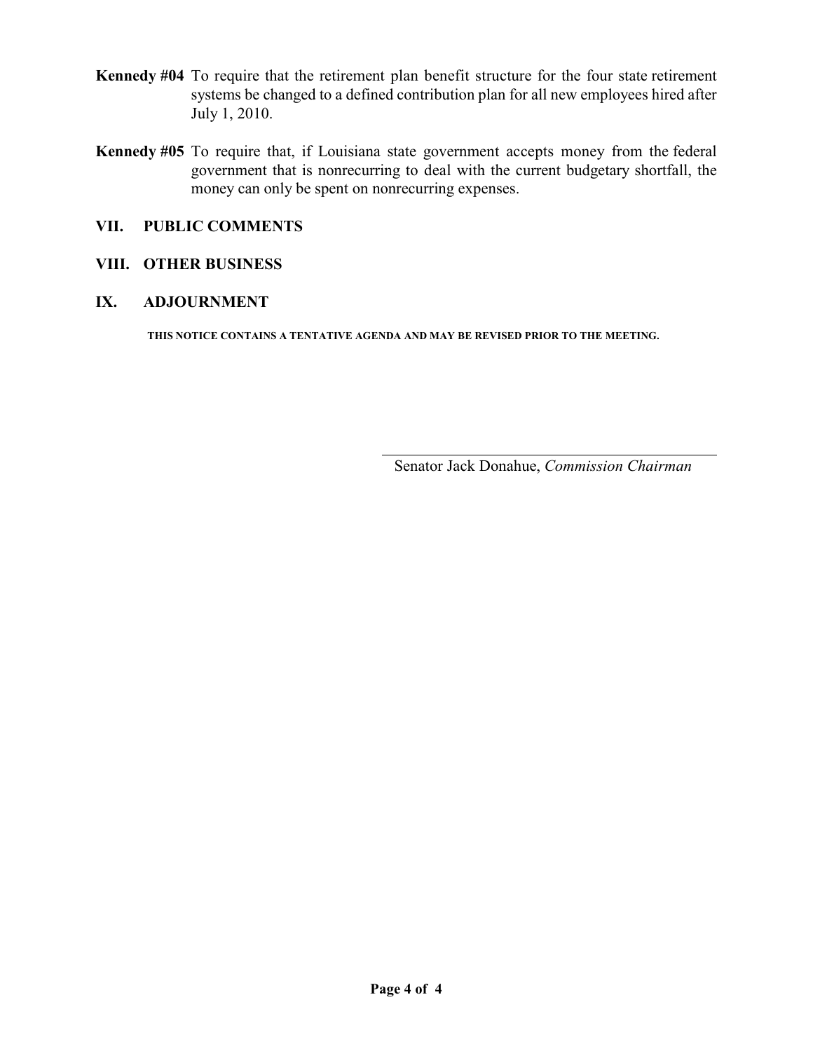**Kennedy #04** To require that the retirement plan benefit structure for the four state retirement systems be changed to a defined contribution plan for all new employees hired after July 1, 2010.

**Kennedy #05** To require that, if Louisiana state government accepts money from the federal government that is nonrecurring to deal with the current budgetary shortfall, the money can only be spent on nonrecurring expenses.

## VII. PUBLIC COMMENTS

## VIII. OTHER BUSINESS

## IX. ADJOURNMENT

**THIS NOTICE CONTAINS A TENTATIVE AGENDA AND MAY BE REVISED PRIOR TO THE MEETING.**

Senator Jack Donahue, *Commission Chairman*